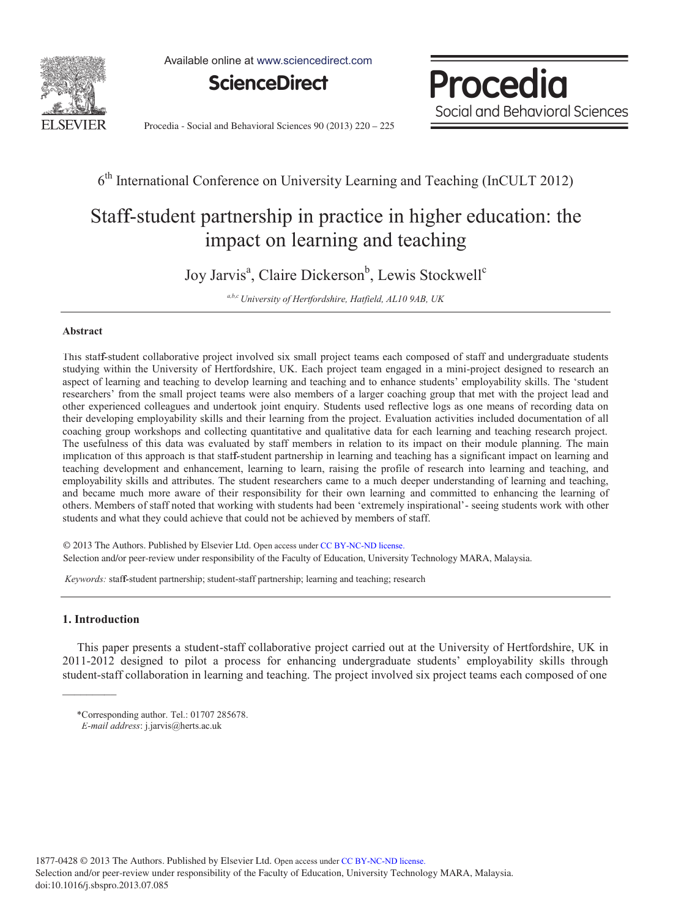6th International Conference on University Learning and Teaching (InCULT 2012)

# Staff-student partnership in practice in higher education: the impact on learning and teaching

Joy Jarvis[a], Claire Dickerson[b], Lewis Stockwell[c]

[a,b,c] *University of Hertfordshire, Hatfield, AL10 9AB, UK*

## Abstract

This staff-student collaborative project involved six small project teams each composed of staff and undergraduate students studying within the University of Hertfordshire, UK. Each project team engaged in a mini-project designed to research an aspect of learning and teaching to develop learning and teaching and to enhance students' employability skills. The 'student researchers' from the small project teams were also members of a larger coaching group that met with the project lead and other experienced colleagues and undertook joint enquiry. Students used reflective logs as one means of recording data on their developing employability skills and their learning from the project. Evaluation activities included documentation of all coaching group workshops and collecting quantitative and qualitative data for each learning and teaching research project. The usefulness of this data was evaluated by staff members in relation to its impact on their module planning. The main implication of this approach is that staff-student partnership in learning and teaching has a significant impact on learning and teaching development and enhancement, learning to learn, raising the profile of research into learning and teaching, and employability skills and attributes. The student researchers came to a much deeper understanding of learning and teaching, and became much more aware of their responsibility for their own learning and committed to enhancing the learning of others. Members of staff noted that working with students had been 'extremely inspirational'- seeing students work with other students and what they could achieve that could not be achieved by members of staff.

© 2013 The Authors. Published by Elsevier Ltd. Open access under CC BY-NC-ND license.
Selection and/or peer-review under responsibility of the Faculty of Education, University Technology MARA, Malaysia.

*Keywords:* staff-student partnership; student-staff partnership; learning and teaching; research

## 1. Introduction

This paper presents a student-staff collaborative project carried out at the University of Hertfordshire, UK in 2011-2012 designed to pilot a process for enhancing undergraduate students' employability skills through student-staff collaboration in learning and teaching. The project involved six project teams each composed of one

---

*Corresponding author. Tel.: 01707 285678.
*E-mail address*: j.jarvis@herts.ac.uk

1877-0428 © 2013 The Authors. Published by Elsevier Ltd. Open access under CC BY-NC-ND license.
Selection and/or peer-review under responsibility of the Faculty of Education, University Technology MARA, Malaysia.
doi:10.1016/j.sbspro.2013.07.085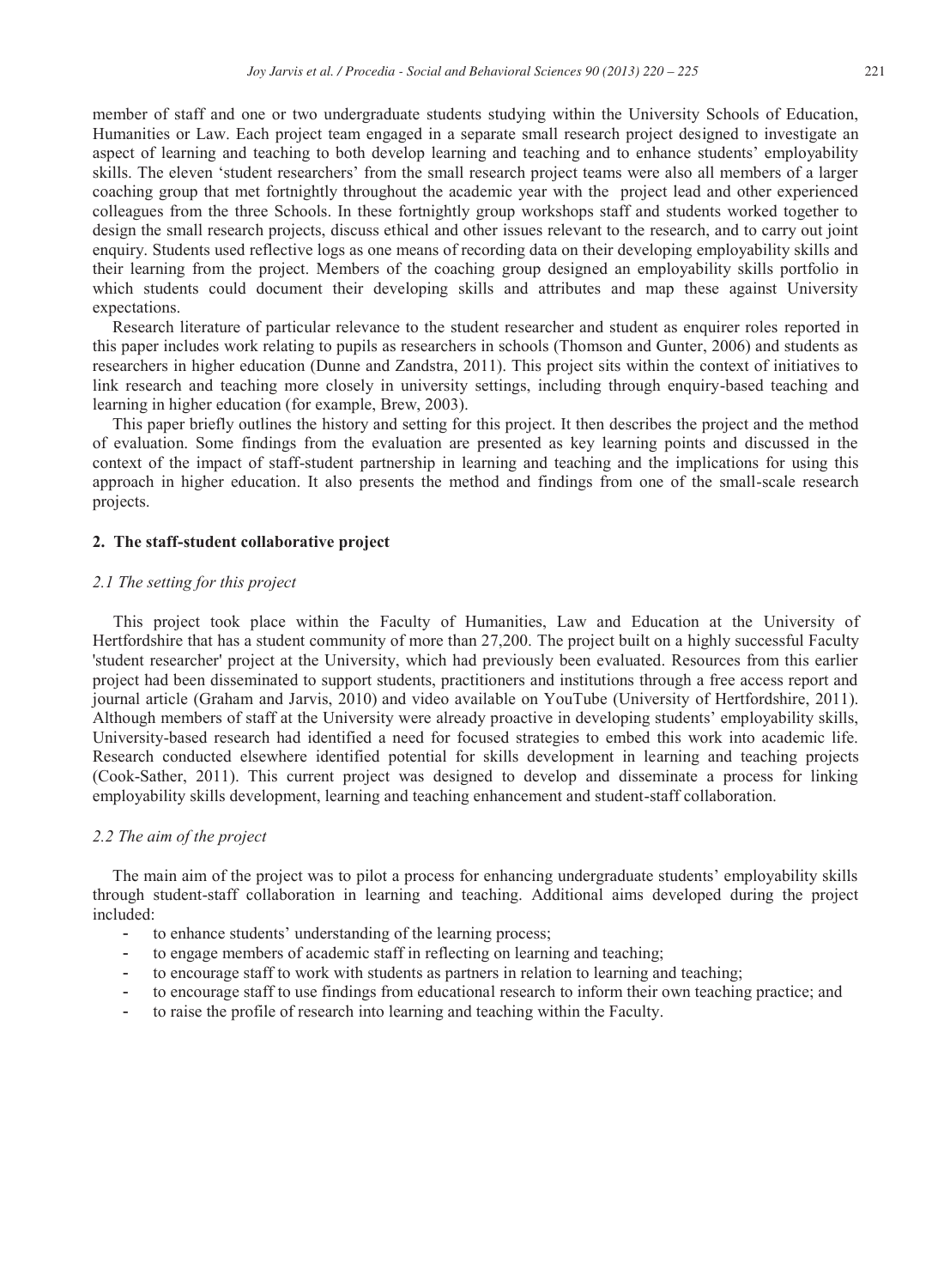member of staff and one or two undergraduate students studying within the University Schools of Education, Humanities or Law. Each project team engaged in a separate small research project designed to investigate an aspect of learning and teaching to both develop learning and teaching and to enhance students' employability skills. The eleven 'student researchers' from the small research project teams were also all members of a larger coaching group that met fortnightly throughout the academic year with the project lead and other experienced colleagues from the three Schools. In these fortnightly group workshops staff and students worked together to design the small research projects, discuss ethical and other issues relevant to the research, and to carry out joint enquiry. Students used reflective logs as one means of recording data on their developing employability skills and their learning from the project. Members of the coaching group designed an employability skills portfolio in which students could document their developing skills and attributes and map these against University expectations.

Research literature of particular relevance to the student researcher and student as enquirer roles reported in this paper includes work relating to pupils as researchers in schools (Thomson and Gunter, 2006) and students as researchers in higher education (Dunne and Zandstra, 2011). This project sits within the context of initiatives to link research and teaching more closely in university settings, including through enquiry-based teaching and learning in higher education (for example, Brew, 2003).

This paper briefly outlines the history and setting for this project. It then describes the project and the method of evaluation. Some findings from the evaluation are presented as key learning points and discussed in the context of the impact of staff-student partnership in learning and teaching and the implications for using this approach in higher education. It also presents the method and findings from one of the small-scale research projects.

## 2. The staff-student collaborative project

### *2.1 The setting for this project*

This project took place within the Faculty of Humanities, Law and Education at the University of Hertfordshire that has a student community of more than 27,200. The project built on a highly successful Faculty 'student researcher' project at the University, which had previously been evaluated. Resources from this earlier project had been disseminated to support students, practitioners and institutions through a free access report and journal article (Graham and Jarvis, 2010) and video available on YouTube (University of Hertfordshire, 2011). Although members of staff at the University were already proactive in developing students' employability skills, University-based research had identified a need for focused strategies to embed this work into academic life. Research conducted elsewhere identified potential for skills development in learning and teaching projects (Cook-Sather, 2011). This current project was designed to develop and disseminate a process for linking employability skills development, learning and teaching enhancement and student-staff collaboration.

### *2.2 The aim of the project*

The main aim of the project was to pilot a process for enhancing undergraduate students' employability skills through student-staff collaboration in learning and teaching. Additional aims developed during the project included:

- to enhance students' understanding of the learning process;
- to engage members of academic staff in reflecting on learning and teaching;
- to encourage staff to work with students as partners in relation to learning and teaching;
- to encourage staff to use findings from educational research to inform their own teaching practice; and
- to raise the profile of research into learning and teaching within the Faculty.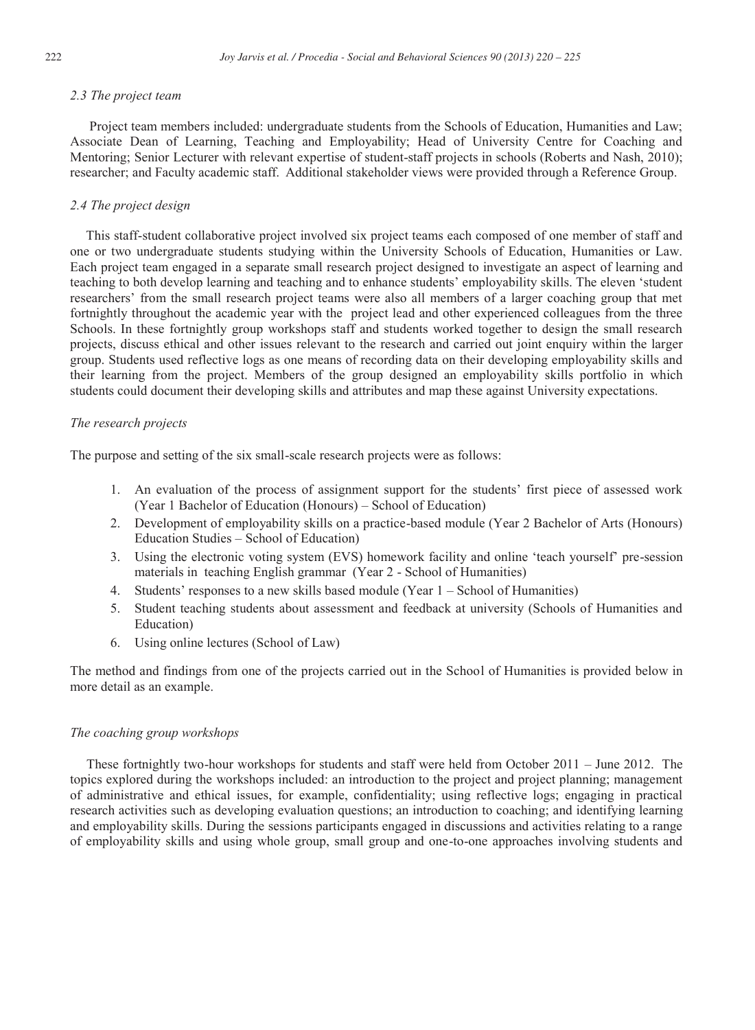### 2.3 The project team

Project team members included: undergraduate students from the Schools of Education, Humanities and Law; Associate Dean of Learning, Teaching and Employability; Head of University Centre for Coaching and Mentoring; Senior Lecturer with relevant expertise of student-staff projects in schools (Roberts and Nash, 2010); researcher; and Faculty academic staff. Additional stakeholder views were provided through a Reference Group.

### 2.4 The project design

This staff-student collaborative project involved six project teams each composed of one member of staff and one or two undergraduate students studying within the University Schools of Education, Humanities or Law. Each project team engaged in a separate small research project designed to investigate an aspect of learning and teaching to both develop learning and teaching and to enhance students' employability skills. The eleven 'student researchers' from the small research project teams were also all members of a larger coaching group that met fortnightly throughout the academic year with the project lead and other experienced colleagues from the three Schools. In these fortnightly group workshops staff and students worked together to design the small research projects, discuss ethical and other issues relevant to the research and carried out joint enquiry within the larger group. Students used reflective logs as one means of recording data on their developing employability skills and their learning from the project. Members of the group designed an employability skills portfolio in which students could document their developing skills and attributes and map these against University expectations.

*The research projects*

The purpose and setting of the six small-scale research projects were as follows:

1. An evaluation of the process of assignment support for the students' first piece of assessed work (Year 1 Bachelor of Education (Honours) – School of Education)
2. Development of employability skills on a practice-based module (Year 2 Bachelor of Arts (Honours) Education Studies – School of Education)
3. Using the electronic voting system (EVS) homework facility and online 'teach yourself' pre-session materials in teaching English grammar (Year 2 - School of Humanities)
4. Students' responses to a new skills based module (Year 1 – School of Humanities)
5. Student teaching students about assessment and feedback at university (Schools of Humanities and Education)
6. Using online lectures (School of Law)

The method and findings from one of the projects carried out in the School of Humanities is provided below in more detail as an example.

*The coaching group workshops*

These fortnightly two-hour workshops for students and staff were held from October 2011 – June 2012. The topics explored during the workshops included: an introduction to the project and project planning; management of administrative and ethical issues, for example, confidentiality; using reflective logs; engaging in practical research activities such as developing evaluation questions; an introduction to coaching; and identifying learning and employability skills. During the sessions participants engaged in discussions and activities relating to a range of employability skills and using whole group, small group and one-to-one approaches involving students and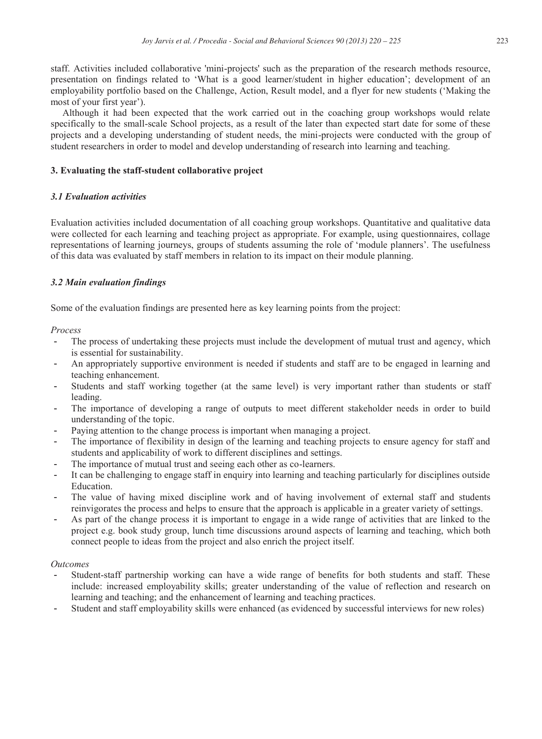staff. Activities included collaborative 'mini-projects' such as the preparation of the research methods resource, presentation on findings related to 'What is a good learner/student in higher education'; development of an employability portfolio based on the Challenge, Action, Result model, and a flyer for new students ('Making the most of your first year').

Although it had been expected that the work carried out in the coaching group workshops would relate specifically to the small-scale School projects, as a result of the later than expected start date for some of these projects and a developing understanding of student needs, the mini-projects were conducted with the group of student researchers in order to model and develop understanding of research into learning and teaching.

## 3. Evaluating the staff-student collaborative project

### *3.1 Evaluation activities*

Evaluation activities included documentation of all coaching group workshops. Quantitative and qualitative data were collected for each learning and teaching project as appropriate. For example, using questionnaires, collage representations of learning journeys, groups of students assuming the role of 'module planners'. The usefulness of this data was evaluated by staff members in relation to its impact on their module planning.

### *3.2 Main evaluation findings*

Some of the evaluation findings are presented here as key learning points from the project:

*Process*

- The process of undertaking these projects must include the development of mutual trust and agency, which is essential for sustainability.
- An appropriately supportive environment is needed if students and staff are to be engaged in learning and teaching enhancement.
- Students and staff working together (at the same level) is very important rather than students or staff leading.
- The importance of developing a range of outputs to meet different stakeholder needs in order to build understanding of the topic.
- Paying attention to the change process is important when managing a project.
- The importance of flexibility in design of the learning and teaching projects to ensure agency for staff and students and applicability of work to different disciplines and settings.
- The importance of mutual trust and seeing each other as co-learners.
- It can be challenging to engage staff in enquiry into learning and teaching particularly for disciplines outside Education.
- The value of having mixed discipline work and of having involvement of external staff and students reinvigorates the process and helps to ensure that the approach is applicable in a greater variety of settings.
- As part of the change process it is important to engage in a wide range of activities that are linked to the project e.g. book study group, lunch time discussions around aspects of learning and teaching, which both connect people to ideas from the project and also enrich the project itself.

*Outcomes*

- Student-staff partnership working can have a wide range of benefits for both students and staff. These include: increased employability skills; greater understanding of the value of reflection and research on learning and teaching; and the enhancement of learning and teaching practices.
- Student and staff employability skills were enhanced (as evidenced by successful interviews for new roles)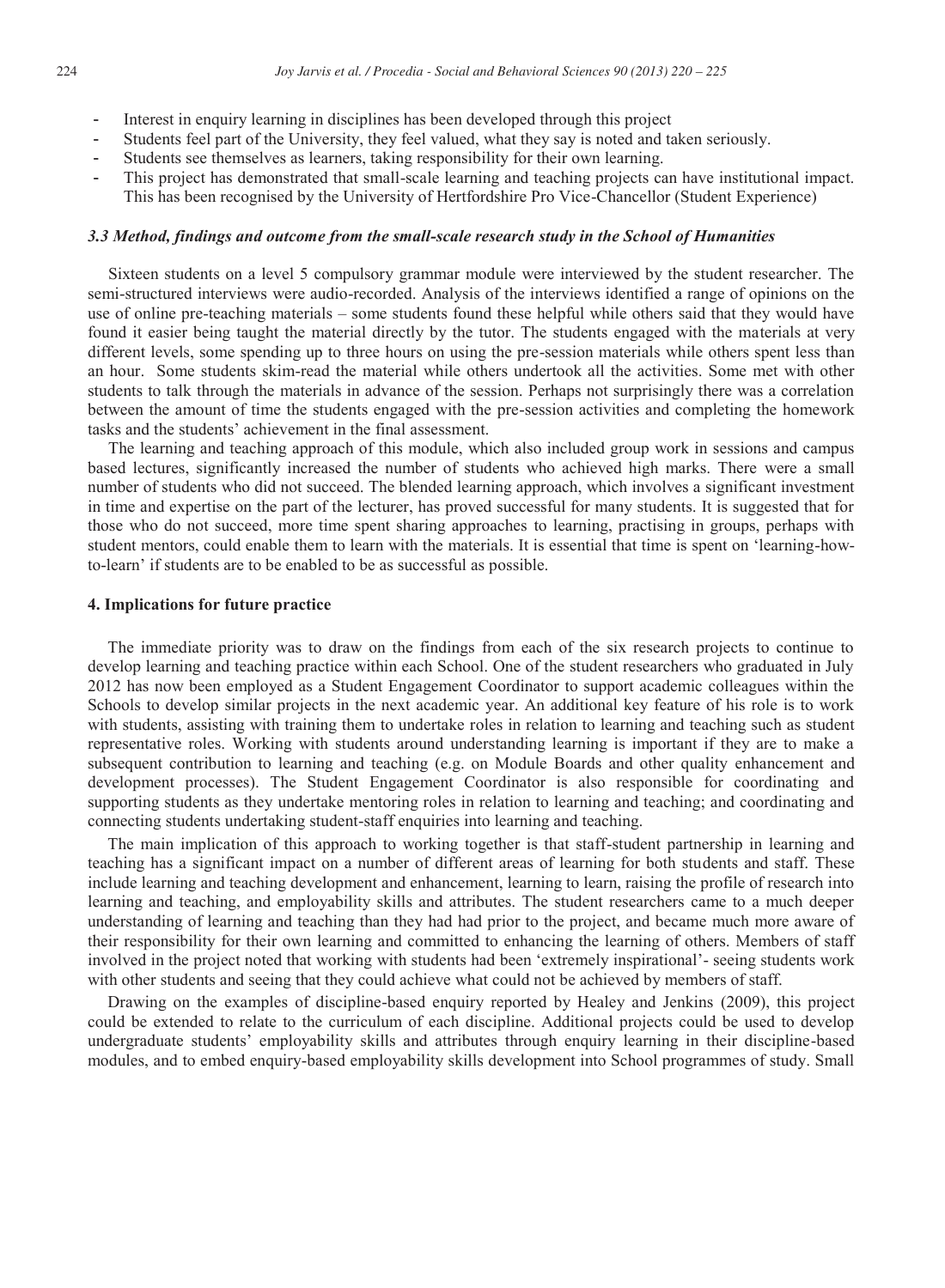- Interest in enquiry learning in disciplines has been developed through this project
- Students feel part of the University, they feel valued, what they say is noted and taken seriously.
- Students see themselves as learners, taking responsibility for their own learning.
- This project has demonstrated that small-scale learning and teaching projects can have institutional impact. This has been recognised by the University of Hertfordshire Pro Vice-Chancellor (Student Experience)

### *3.3 Method, findings and outcome from the small-scale research study in the School of Humanities*

Sixteen students on a level 5 compulsory grammar module were interviewed by the student researcher. The semi-structured interviews were audio-recorded. Analysis of the interviews identified a range of opinions on the use of online pre-teaching materials – some students found these helpful while others said that they would have found it easier being taught the material directly by the tutor. The students engaged with the materials at very different levels, some spending up to three hours on using the pre-session materials while others spent less than an hour. Some students skim-read the material while others undertook all the activities. Some met with other students to talk through the materials in advance of the session. Perhaps not surprisingly there was a correlation between the amount of time the students engaged with the pre-session activities and completing the homework tasks and the students' achievement in the final assessment.

The learning and teaching approach of this module, which also included group work in sessions and campus based lectures, significantly increased the number of students who achieved high marks. There were a small number of students who did not succeed. The blended learning approach, which involves a significant investment in time and expertise on the part of the lecturer, has proved successful for many students. It is suggested that for those who do not succeed, more time spent sharing approaches to learning, practising in groups, perhaps with student mentors, could enable them to learn with the materials. It is essential that time is spent on 'learning-how-to-learn' if students are to be enabled to be as successful as possible.

## 4. Implications for future practice

The immediate priority was to draw on the findings from each of the six research projects to continue to develop learning and teaching practice within each School. One of the student researchers who graduated in July 2012 has now been employed as a Student Engagement Coordinator to support academic colleagues within the Schools to develop similar projects in the next academic year. An additional key feature of his role is to work with students, assisting with training them to undertake roles in relation to learning and teaching such as student representative roles. Working with students around understanding learning is important if they are to make a subsequent contribution to learning and teaching (e.g. on Module Boards and other quality enhancement and development processes). The Student Engagement Coordinator is also responsible for coordinating and supporting students as they undertake mentoring roles in relation to learning and teaching; and coordinating and connecting students undertaking student-staff enquiries into learning and teaching.

The main implication of this approach to working together is that staff-student partnership in learning and teaching has a significant impact on a number of different areas of learning for both students and staff. These include learning and teaching development and enhancement, learning to learn, raising the profile of research into learning and teaching, and employability skills and attributes. The student researchers came to a much deeper understanding of learning and teaching than they had had prior to the project, and became much more aware of their responsibility for their own learning and committed to enhancing the learning of others. Members of staff involved in the project noted that working with students had been 'extremely inspirational'- seeing students work with other students and seeing that they could achieve what could not be achieved by members of staff.

Drawing on the examples of discipline-based enquiry reported by Healey and Jenkins (2009), this project could be extended to relate to the curriculum of each discipline. Additional projects could be used to develop undergraduate students' employability skills and attributes through enquiry learning in their discipline-based modules, and to embed enquiry-based employability skills development into School programmes of study. Small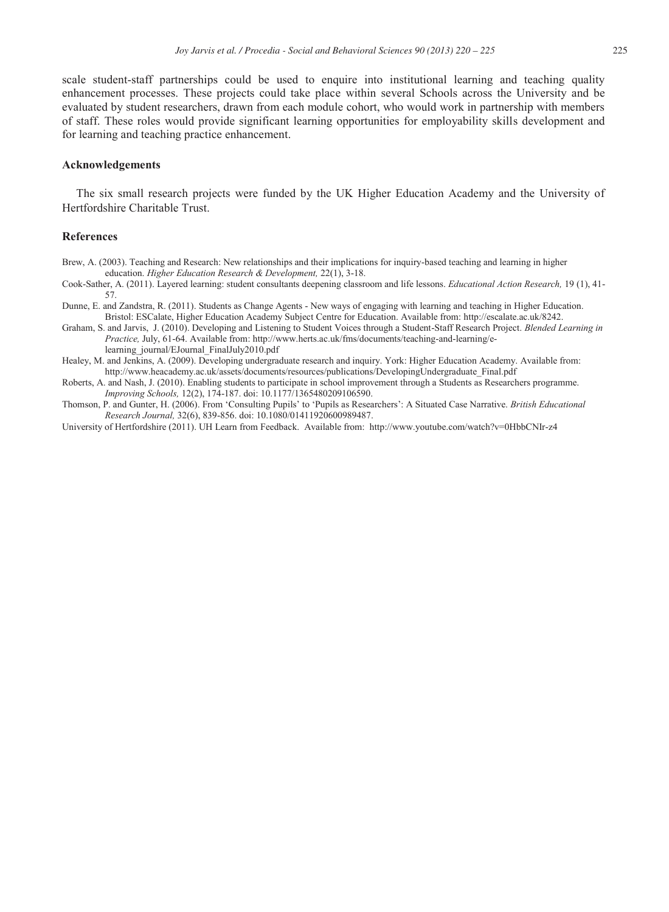scale student-staff partnerships could be used to enquire into institutional learning and teaching quality enhancement processes. These projects could take place within several Schools across the University and be evaluated by student researchers, drawn from each module cohort, who would work in partnership with members of staff. These roles would provide significant learning opportunities for employability skills development and for learning and teaching practice enhancement.

## Acknowledgements

The six small research projects were funded by the UK Higher Education Academy and the University of Hertfordshire Charitable Trust.

## References

Brew, A. (2003). Teaching and Research: New relationships and their implications for inquiry-based teaching and learning in higher education. *Higher Education Research & Development,* 22(1), 3-18.

Cook-Sather, A. (2011). Layered learning: student consultants deepening classroom and life lessons. *Educational Action Research,* 19 (1), 41-57.

Dunne, E. and Zandstra, R. (2011). Students as Change Agents - New ways of engaging with learning and teaching in Higher Education. Bristol: ESCalate, Higher Education Academy Subject Centre for Education. Available from: http://escalate.ac.uk/8242.

Graham, S. and Jarvis, J. (2010). Developing and Listening to Student Voices through a Student-Staff Research Project. *Blended Learning in Practice,* July, 61-64. Available from: http://www.herts.ac.uk/fms/documents/teaching-and-learning/e-learning_journal/EJournal_FinalJuly2010.pdf

Healey, M. and Jenkins, A. (2009). Developing undergraduate research and inquiry. York: Higher Education Academy. Available from: http://www.heacademy.ac.uk/assets/documents/resources/publications/DevelopingUndergraduate_Final.pdf

Roberts, A. and Nash, J. (2010). Enabling students to participate in school improvement through a Students as Researchers programme. *Improving Schools,* 12(2), 174-187. doi: 10.1177/1365480209106590.

Thomson, P. and Gunter, H. (2006). From 'Consulting Pupils' to 'Pupils as Researchers': A Situated Case Narrative. *British Educational Research Journal,* 32(6), 839-856. doi: 10.1080/01411920600989487.

University of Hertfordshire (2011). UH Learn from Feedback. Available from: http://www.youtube.com/watch?v=0HbbCNIr-z4